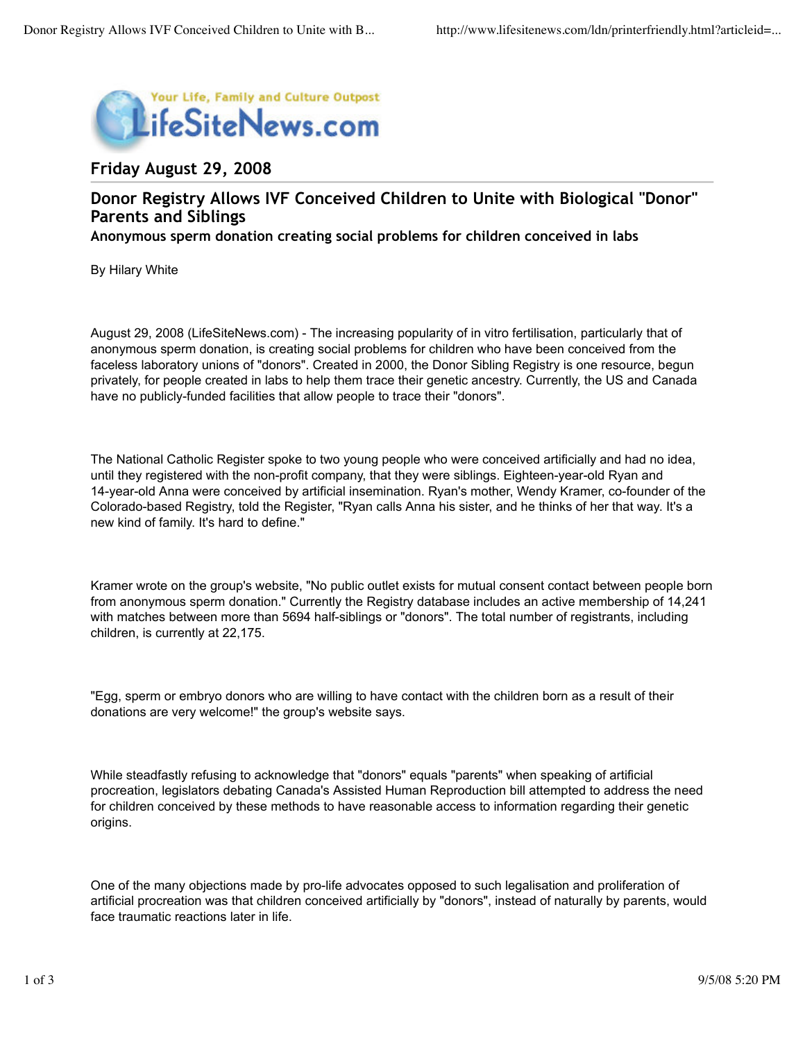Your Life, Family and Culture Outpost

LifeSiteNews.com

## Friday August 29, 2008

# Donor Registry Allows IVF Conceived Children to Unite with Biological "Donor" Parents and Siblings

### Anonymous sperm donation creating social problems for children conceived in labs

By Hilary White

August 29, 2008 (LifeSiteNews.com) - The increasing popularity of in vitro fertilisation, particularly that of anonymous sperm donation, is creating social problems for children who have been conceived from the faceless laboratory unions of "donors". Created in 2000, the Donor Sibling Registry is one resource, begun privately, for people created in labs to help them trace their genetic ancestry. Currently, the US and Canada have no publicly-funded facilities that allow people to trace their "donors".

The National Catholic Register spoke to two young people who were conceived artificially and had no idea, until they registered with the non-profit company, that they were siblings. Eighteen-year-old Ryan and 14-year-old Anna were conceived by artificial insemination. Ryan's mother, Wendy Kramer, co-founder of the Colorado-based Registry, told the Register, "Ryan calls Anna his sister, and he thinks of her that way. It's a new kind of family. It's hard to define."

Kramer wrote on the group's website, "No public outlet exists for mutual consent contact between people born from anonymous sperm donation." Currently the Registry database includes an active membership of 14,241 with matches between more than 5694 half-siblings or "donors". The total number of registrants, including children, is currently at 22,175.

"Egg, sperm or embryo donors who are willing to have contact with the children born as a result of their donations are very welcome!" the group's website says.

While steadfastly refusing to acknowledge that "donors" equals "parents" when speaking of artificial procreation, legislators debating Canada's Assisted Human Reproduction bill attempted to address the need for children conceived by these methods to have reasonable access to information regarding their genetic origins.

One of the many objections made by pro-life advocates opposed to such legalisation and proliferation of artificial procreation was that children conceived artificially by "donors", instead of naturally by parents, would face traumatic reactions later in life.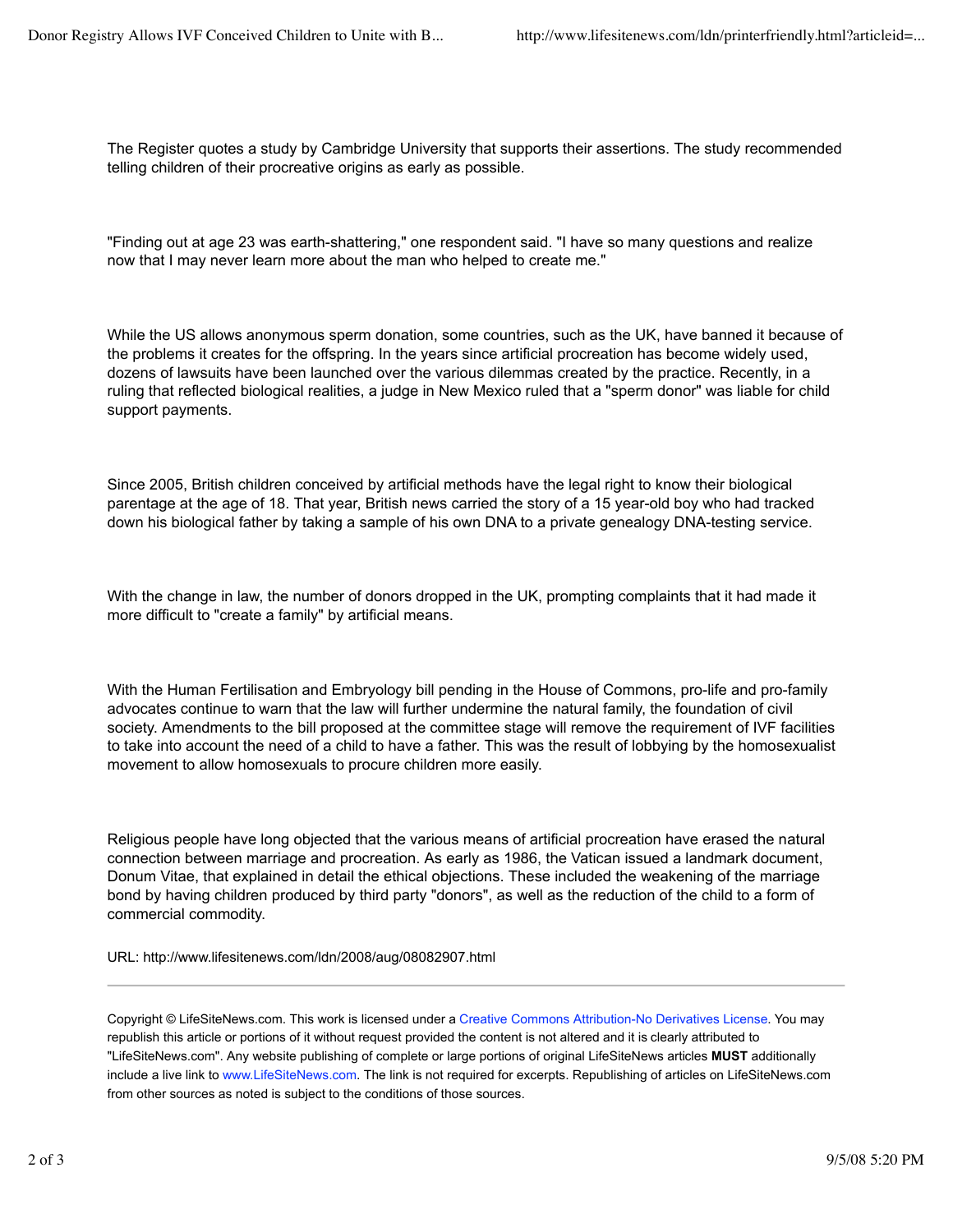The Register quotes a study by Cambridge University that supports their assertions. The study recommended telling children of their procreative origins as early as possible.

"Finding out at age 23 was earth-shattering," one respondent said. "I have so many questions and realize now that I may never learn more about the man who helped to create me."

While the US allows anonymous sperm donation, some countries, such as the UK, have banned it because of the problems it creates for the offspring. In the years since artificial procreation has become widely used, dozens of lawsuits have been launched over the various dilemmas created by the practice. Recently, in a ruling that reflected biological realities, a judge in New Mexico ruled that a "sperm donor" was liable for child support payments.

Since 2005, British children conceived by artificial methods have the legal right to know their biological parentage at the age of 18. That year, British news carried the story of a 15 year-old boy who had tracked down his biological father by taking a sample of his own DNA to a private genealogy DNA-testing service.

With the change in law, the number of donors dropped in the UK, prompting complaints that it had made it more difficult to "create a family" by artificial means.

With the Human Fertilisation and Embryology bill pending in the House of Commons, pro-life and pro-family advocates continue to warn that the law will further undermine the natural family, the foundation of civil society. Amendments to the bill proposed at the committee stage will remove the requirement of IVF facilities to take into account the need of a child to have a father. This was the result of lobbying by the homosexualist movement to allow homosexuals to procure children more easily.

Religious people have long objected that the various means of artificial procreation have erased the natural connection between marriage and procreation. As early as 1986, the Vatican issued a landmark document, Donum Vitae, that explained in detail the ethical objections. These included the weakening of the marriage bond by having children produced by third party "donors", as well as the reduction of the child to a form of commercial commodity.

URL: http://www.lifesitenews.com/ldn/2008/aug/08082907.html

---

Copyright © LifeSiteNews.com. This work is licensed under a Creative Commons Attribution-No Derivatives License. You may republish this article or portions of it without request provided the content is not altered and it is clearly attributed to "LifeSiteNews.com". Any website publishing of complete or large portions of original LifeSiteNews articles **MUST** additionally include a live link to www.LifeSiteNews.com. The link is not required for excerpts. Republishing of articles on LifeSiteNews.com from other sources as noted is subject to the conditions of those sources.